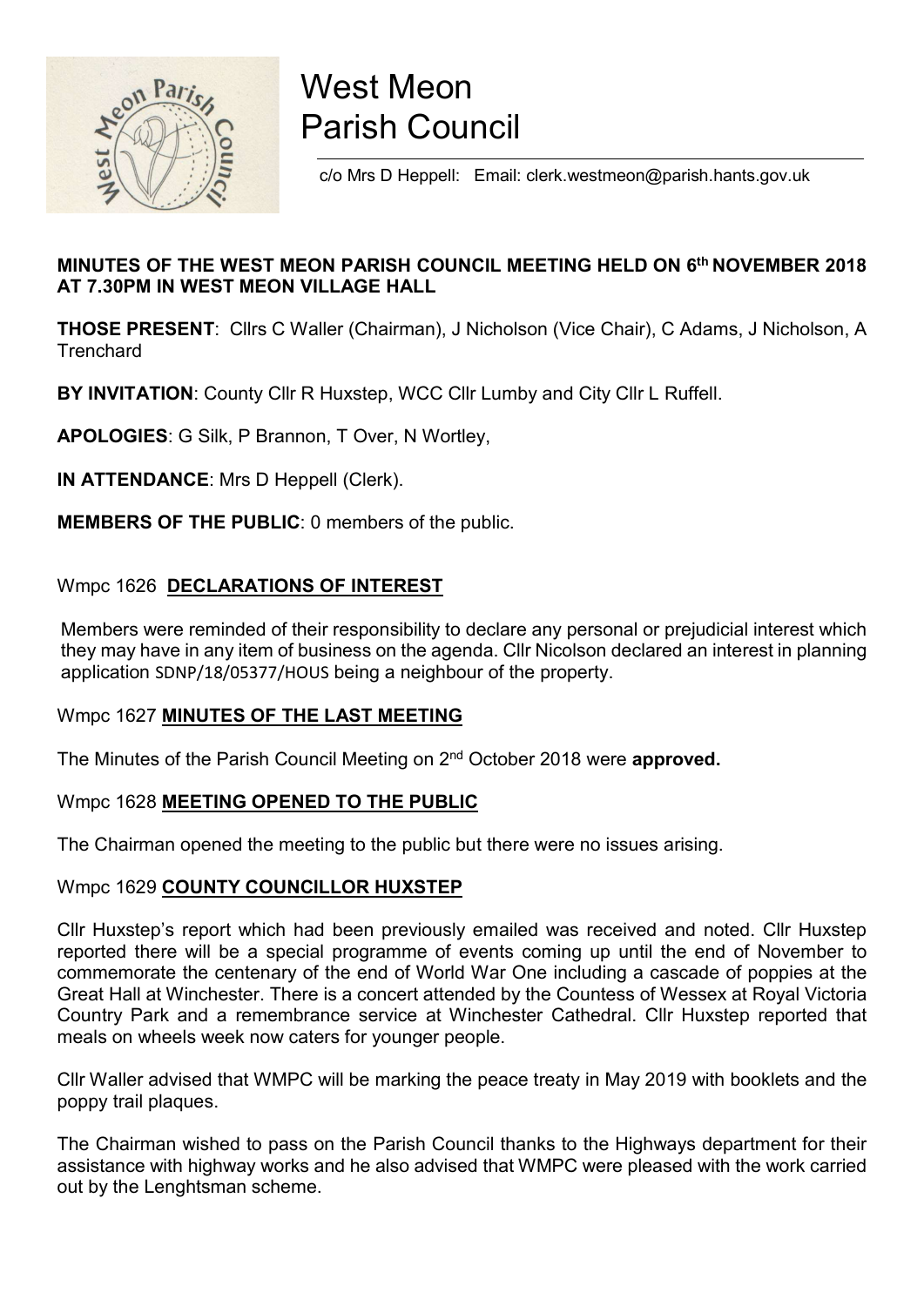# West Meon Parish Council

c/o Mrs D Heppell: Email: clerk.westmeon@parish.hants.gov.uk

**MINUTES OF THE WEST MEON PARISH COUNCIL MEETING HELD ON 6th NOVEMBER 2018 AT 7.30PM IN WEST MEON VILLAGE HALL**

**THOSE PRESENT**: Cllrs C Waller (Chairman), J Nicholson (Vice Chair), C Adams, J Nicholson, A Trenchard

**BY INVITATION**: County Cllr R Huxstep, WCC Cllr Lumby and City Cllr L Ruffell.

**APOLOGIES**: G Silk, P Brannon, T Over, N Wortley,

**IN ATTENDANCE**: Mrs D Heppell (Clerk).

**MEMBERS OF THE PUBLIC**: 0 members of the public.

## Wmpc 1626 DECLARATIONS OF INTEREST

Members were reminded of their responsibility to declare any personal or prejudicial interest which they may have in any item of business on the agenda. Cllr Nicolson declared an interest in planning application SDNP/18/05377/HOUS being a neighbour of the property.

## Wmpc 1627 MINUTES OF THE LAST MEETING

The Minutes of the Parish Council Meeting on 2nd October 2018 were **approved.**

## Wmpc 1628 MEETING OPENED TO THE PUBLIC

The Chairman opened the meeting to the public but there were no issues arising.

## Wmpc 1629 COUNTY COUNCILLOR HUXSTEP

Cllr Huxstep's report which had been previously emailed was received and noted. Cllr Huxstep reported there will be a special programme of events coming up until the end of November to commemorate the centenary of the end of World War One including a cascade of poppies at the Great Hall at Winchester. There is a concert attended by the Countess of Wessex at Royal Victoria Country Park and a remembrance service at Winchester Cathedral. Cllr Huxstep reported that meals on wheels week now caters for younger people.

Cllr Waller advised that WMPC will be marking the peace treaty in May 2019 with booklets and the poppy trail plaques.

The Chairman wished to pass on the Parish Council thanks to the Highways department for their assistance with highway works and he also advised that WMPC were pleased with the work carried out by the Lenghtsman scheme.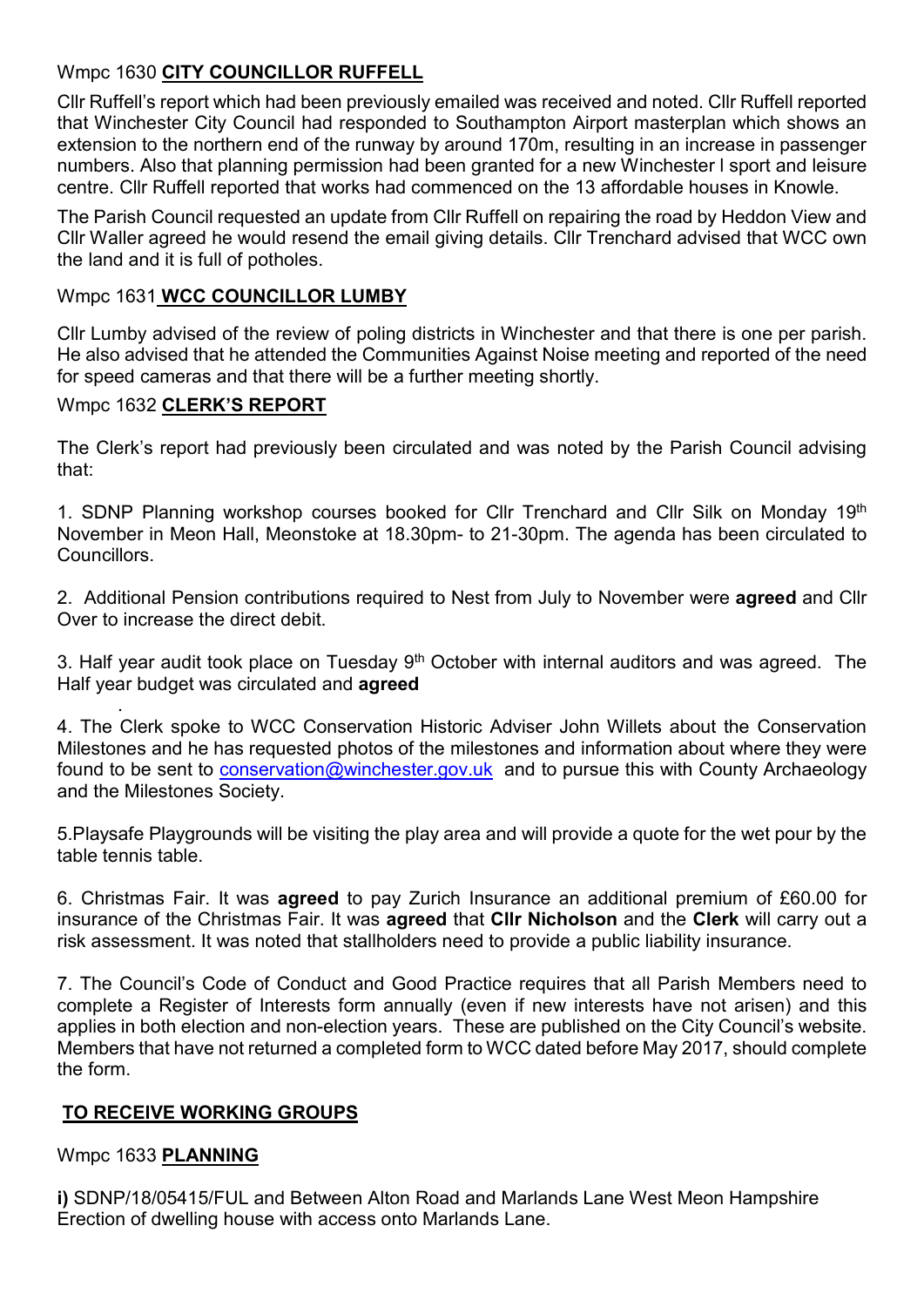Wmpc 1630 **CITY COUNCILLOR RUFFELL**

Cllr Ruffell's report which had been previously emailed was received and noted. Cllr Ruffell reported that Winchester City Council had responded to Southampton Airport masterplan which shows an extension to the northern end of the runway by around 170m, resulting in an increase in passenger numbers. Also that planning permission had been granted for a new Winchester l sport and leisure centre. Cllr Ruffell reported that works had commenced on the 13 affordable houses in Knowle.

The Parish Council requested an update from Cllr Ruffell on repairing the road by Heddon View and Cllr Waller agreed he would resend the email giving details. Cllr Trenchard advised that WCC own the land and it is full of potholes.

Wmpc 1631 **WCC COUNCILLOR LUMBY**

Cllr Lumby advised of the review of poling districts in Winchester and that there is one per parish. He also advised that he attended the Communities Against Noise meeting and reported of the need for speed cameras and that there will be a further meeting shortly.

Wmpc 1632 **CLERK'S REPORT**

The Clerk's report had previously been circulated and was noted by the Parish Council advising that:

1. SDNP Planning workshop courses booked for Cllr Trenchard and Cllr Silk on Monday 19th November in Meon Hall, Meonstoke at 18.30pm- to 21-30pm. The agenda has been circulated to Councillors.

2. Additional Pension contributions required to Nest from July to November were **agreed** and Cllr Over to increase the direct debit.

3. Half year audit took place on Tuesday 9th October with internal auditors and was agreed. The Half year budget was circulated and **agreed**

4. The Clerk spoke to WCC Conservation Historic Adviser John Willets about the Conservation Milestones and he has requested photos of the milestones and information about where they were found to be sent to conservation@winchester.gov.uk and to pursue this with County Archaeology and the Milestones Society.

5.Playsafe Playgrounds will be visiting the play area and will provide a quote for the wet pour by the table tennis table.

6. Christmas Fair. It was **agreed** to pay Zurich Insurance an additional premium of £60.00 for insurance of the Christmas Fair. It was **agreed** that **Cllr Nicholson** and the **Clerk** will carry out a risk assessment. It was noted that stallholders need to provide a public liability insurance.

7. The Council's Code of Conduct and Good Practice requires that all Parish Members need to complete a Register of Interests form annually (even if new interests have not arisen) and this applies in both election and non-election years. These are published on the City Council's website. Members that have not returned a completed form to WCC dated before May 2017, should complete the form.

**TO RECEIVE WORKING GROUPS**

Wmpc 1633 **PLANNING**

**i)** SDNP/18/05415/FUL and Between Alton Road and Marlands Lane West Meon Hampshire Erection of dwelling house with access onto Marlands Lane.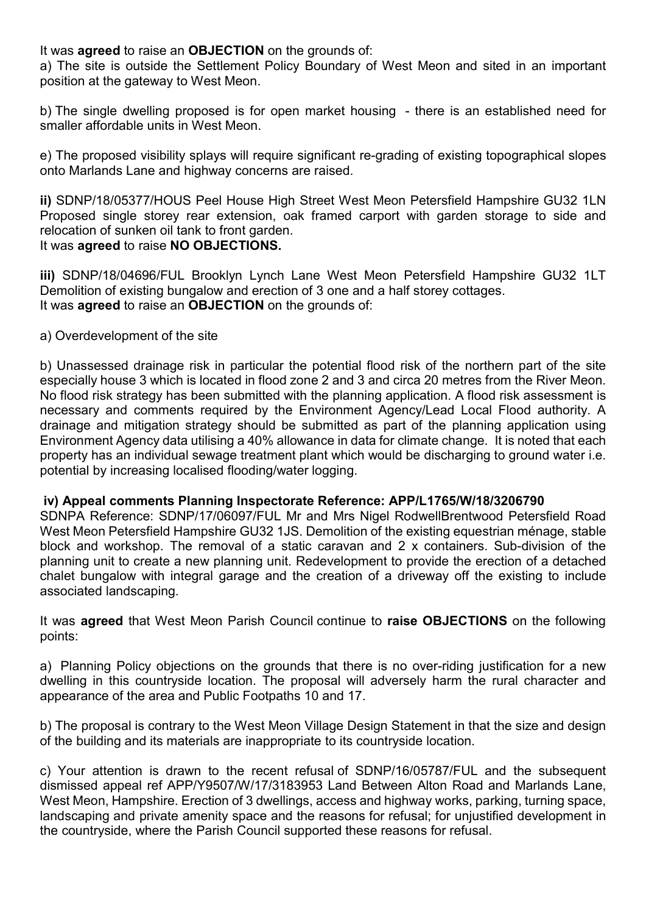It was **agreed** to raise an **OBJECTION** on the grounds of:

a) The site is outside the Settlement Policy Boundary of West Meon and sited in an important position at the gateway to West Meon.

b) The single dwelling proposed is for open market housing - there is an established need for smaller affordable units in West Meon.

e) The proposed visibility splays will require significant re-grading of existing topographical slopes onto Marlands Lane and highway concerns are raised.

**ii)** SDNP/18/05377/HOUS Peel House High Street West Meon Petersfield Hampshire GU32 1LN Proposed single storey rear extension, oak framed carport with garden storage to side and relocation of sunken oil tank to front garden.
It was **agreed** to raise **NO OBJECTIONS.**

**iii)** SDNP/18/04696/FUL Brooklyn Lynch Lane West Meon Petersfield Hampshire GU32 1LT Demolition of existing bungalow and erection of 3 one and a half storey cottages.
It was **agreed** to raise an **OBJECTION** on the grounds of:

a) Overdevelopment of the site

b) Unassessed drainage risk in particular the potential flood risk of the northern part of the site especially house 3 which is located in flood zone 2 and 3 and circa 20 metres from the River Meon. No flood risk strategy has been submitted with the planning application. A flood risk assessment is necessary and comments required by the Environment Agency/Lead Local Flood authority. A drainage and mitigation strategy should be submitted as part of the planning application using Environment Agency data utilising a 40% allowance in data for climate change. It is noted that each property has an individual sewage treatment plant which would be discharging to ground water i.e. potential by increasing localised flooding/water logging.

**iv) Appeal comments Planning Inspectorate Reference: APP/L1765/W/18/3206790**
SDNPA Reference: SDNP/17/06097/FUL Mr and Mrs Nigel RodwellBrentwood Petersfield Road West Meon Petersfield Hampshire GU32 1JS. Demolition of the existing equestrian ménage, stable block and workshop. The removal of a static caravan and 2 x containers. Sub-division of the planning unit to create a new planning unit. Redevelopment to provide the erection of a detached chalet bungalow with integral garage and the creation of a driveway off the existing to include associated landscaping.

It was **agreed** that West Meon Parish Council continue to **raise OBJECTIONS** on the following points:

a) Planning Policy objections on the grounds that there is no over-riding justification for a new dwelling in this countryside location. The proposal will adversely harm the rural character and appearance of the area and Public Footpaths 10 and 17.

b) The proposal is contrary to the West Meon Village Design Statement in that the size and design of the building and its materials are inappropriate to its countryside location.

c) Your attention is drawn to the recent refusal of SDNP/16/05787/FUL and the subsequent dismissed appeal ref APP/Y9507/W/17/3183953 Land Between Alton Road and Marlands Lane, West Meon, Hampshire. Erection of 3 dwellings, access and highway works, parking, turning space, landscaping and private amenity space and the reasons for refusal; for unjustified development in the countryside, where the Parish Council supported these reasons for refusal.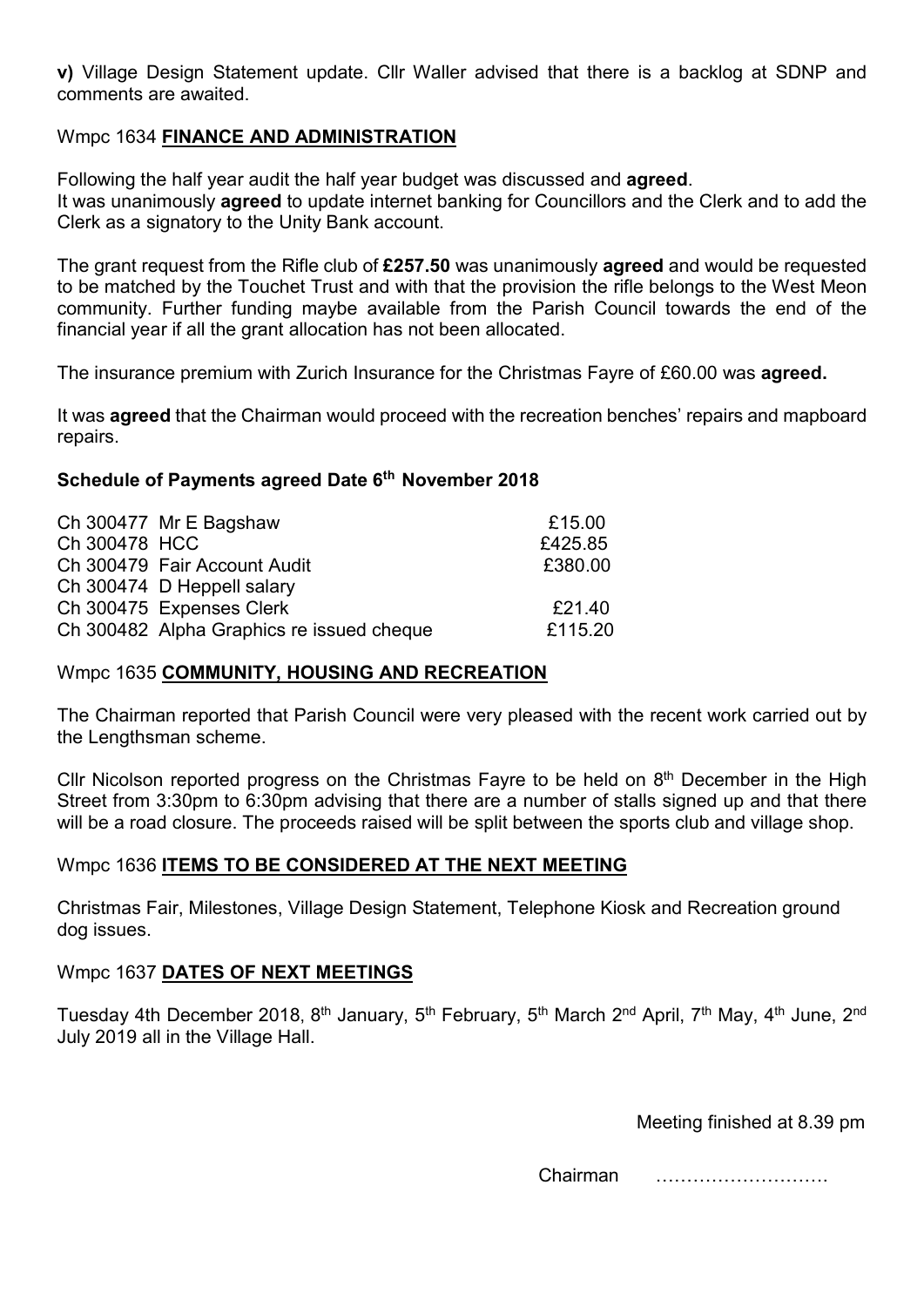**v)** Village Design Statement update. Cllr Waller advised that there is a backlog at SDNP and comments are awaited.

Wmpc 1634 **FINANCE AND ADMINISTRATION**

Following the half year audit the half year budget was discussed and **agreed**.
It was unanimously **agreed** to update internet banking for Councillors and the Clerk and to add the Clerk as a signatory to the Unity Bank account.

The grant request from the Rifle club of **£257.50** was unanimously **agreed** and would be requested to be matched by the Touchet Trust and with that the provision the rifle belongs to the West Meon community. Further funding maybe available from the Parish Council towards the end of the financial year if all the grant allocation has not been allocated.

The insurance premium with Zurich Insurance for the Christmas Fayre of £60.00 was **agreed.**

It was **agreed** that the Chairman would proceed with the recreation benches' repairs and mapboard repairs.

**Schedule of Payments agreed Date 6th November 2018**

| | | |
|---|---|---|
| Ch 300477 | Mr E Bagshaw | £15.00 |
| Ch 300478 | HCC | £425.85 |
| Ch 300479 | Fair Account Audit | £380.00 |
| Ch 300474 | D Heppell salary | |
| Ch 300475 | Expenses Clerk | £21.40 |
| Ch 300482 | Alpha Graphics re issued cheque | £115.20 |

Wmpc 1635 **COMMUNITY, HOUSING AND RECREATION**

The Chairman reported that Parish Council were very pleased with the recent work carried out by the Lengthsman scheme.

Cllr Nicolson reported progress on the Christmas Fayre to be held on 8th December in the High Street from 3:30pm to 6:30pm advising that there are a number of stalls signed up and that there will be a road closure. The proceeds raised will be split between the sports club and village shop.

Wmpc 1636 **ITEMS TO BE CONSIDERED AT THE NEXT MEETING**

Christmas Fair, Milestones, Village Design Statement, Telephone Kiosk and Recreation ground dog issues.

Wmpc 1637 **DATES OF NEXT MEETINGS**

Tuesday 4th December 2018, 8th January, 5th February, 5th March 2nd April, 7th May, 4th June, 2nd July 2019 all in the Village Hall.

Meeting finished at 8.39 pm

Chairman ……………………….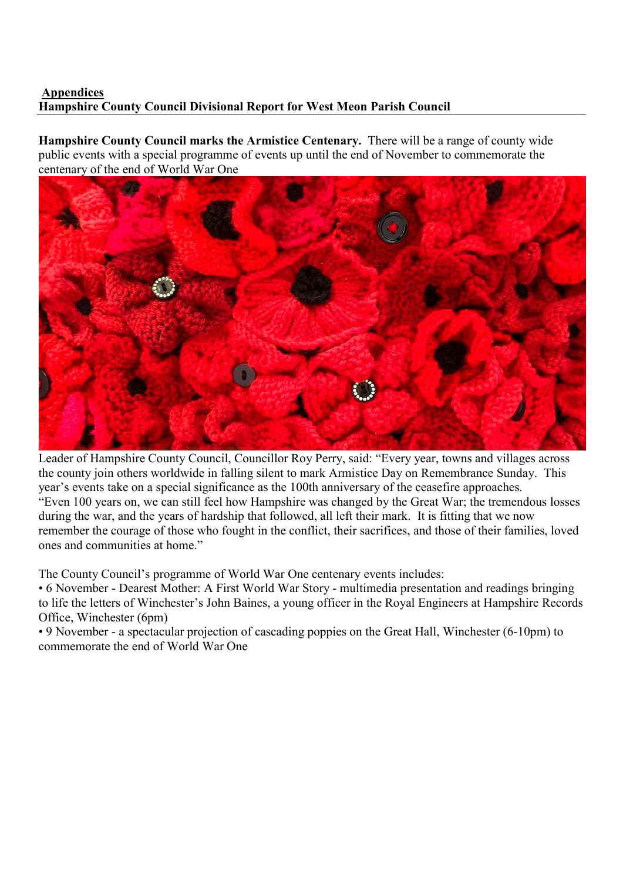**Appendices**

**Hampshire County Council Divisional Report for West Meon Parish Council**

**Hampshire County Council marks the Armistice Centenary.** There will be a range of county wide public events with a special programme of events up until the end of November to commemorate the centenary of the end of World War One

Leader of Hampshire County Council, Councillor Roy Perry, said: "Every year, towns and villages across the county join others worldwide in falling silent to mark Armistice Day on Remembrance Sunday. This year's events take on a special significance as the 100th anniversary of the ceasefire approaches.

"Even 100 years on, we can still feel how Hampshire was changed by the Great War; the tremendous losses during the war, and the years of hardship that followed, all left their mark. It is fitting that we now remember the courage of those who fought in the conflict, their sacrifices, and those of their families, loved ones and communities at home."

The County Council's programme of World War One centenary events includes:

- 6 November - Dearest Mother: A First World War Story - multimedia presentation and readings bringing to life the letters of Winchester's John Baines, a young officer in the Royal Engineers at Hampshire Records Office, Winchester (6pm)
- 9 November - a spectacular projection of cascading poppies on the Great Hall, Winchester (6-10pm) to commemorate the end of World War One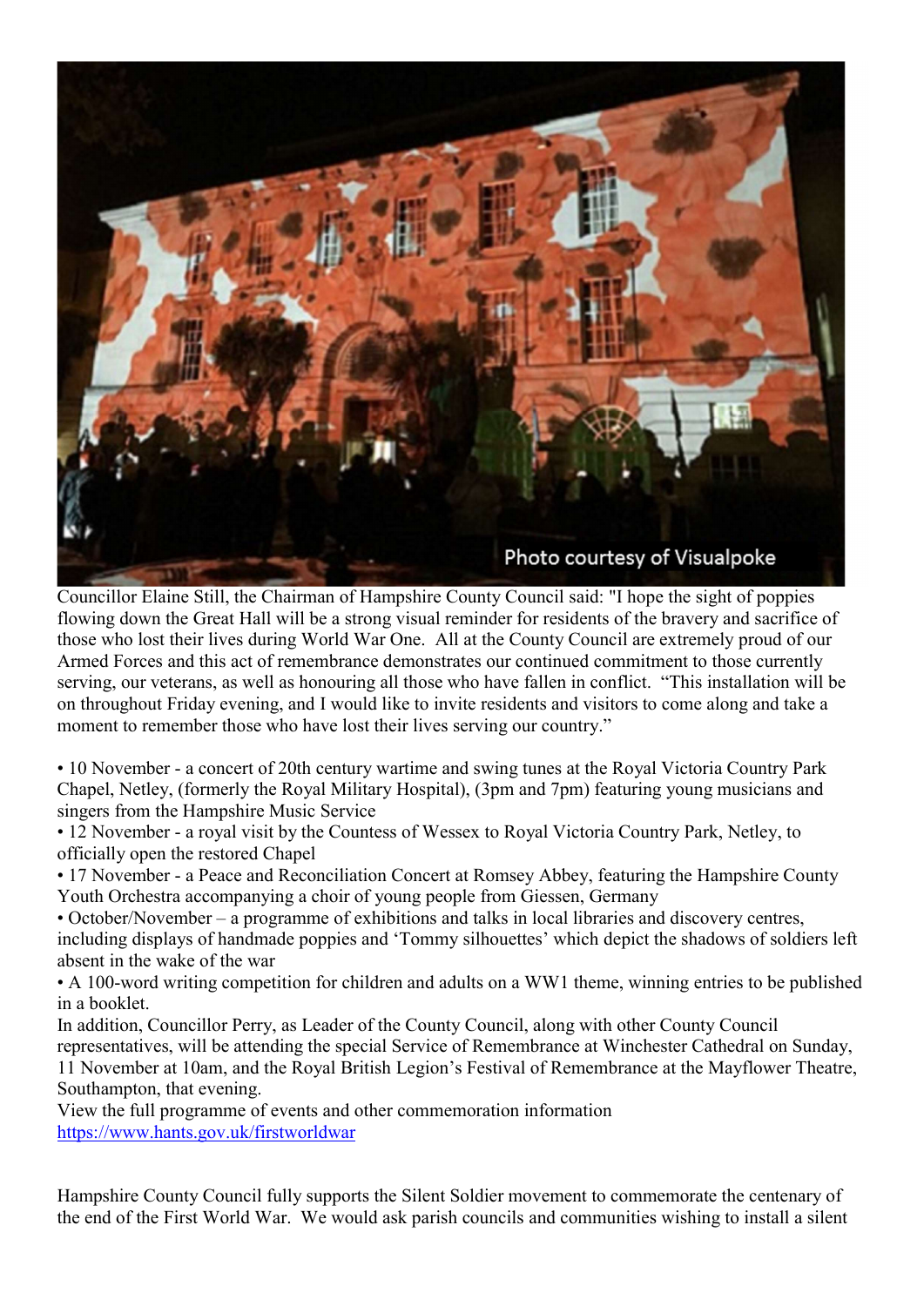Councillor Elaine Still, the Chairman of Hampshire County Council said: "I hope the sight of poppies flowing down the Great Hall will be a strong visual reminder for residents of the bravery and sacrifice of those who lost their lives during World War One.  All at the County Council are extremely proud of our Armed Forces and this act of remembrance demonstrates our continued commitment to those currently serving, our veterans, as well as honouring all those who have fallen in conflict.  "This installation will be on throughout Friday evening, and I would like to invite residents and visitors to come along and take a moment to remember those who have lost their lives serving our country."

- 10 November - a concert of 20th century wartime and swing tunes at the Royal Victoria Country Park Chapel, Netley, (formerly the Royal Military Hospital), (3pm and 7pm) featuring young musicians and singers from the Hampshire Music Service
- 12 November - a royal visit by the Countess of Wessex to Royal Victoria Country Park, Netley, to officially open the restored Chapel
- 17 November - a Peace and Reconciliation Concert at Romsey Abbey, featuring the Hampshire County Youth Orchestra accompanying a choir of young people from Giessen, Germany
- October/November – a programme of exhibitions and talks in local libraries and discovery centres, including displays of handmade poppies and 'Tommy silhouettes' which depict the shadows of soldiers left absent in the wake of the war
- A 100-word writing competition for children and adults on a WW1 theme, winning entries to be published in a booklet.

In addition, Councillor Perry, as Leader of the County Council, along with other County Council representatives, will be attending the special Service of Remembrance at Winchester Cathedral on Sunday, 11 November at 10am, and the Royal British Legion's Festival of Remembrance at the Mayflower Theatre, Southampton, that evening.

View the full programme of events and other commemoration information
https://www.hants.gov.uk/firstworldwar

Hampshire County Council fully supports the Silent Soldier movement to commemorate the centenary of the end of the First World War.  We would ask parish councils and communities wishing to install a silent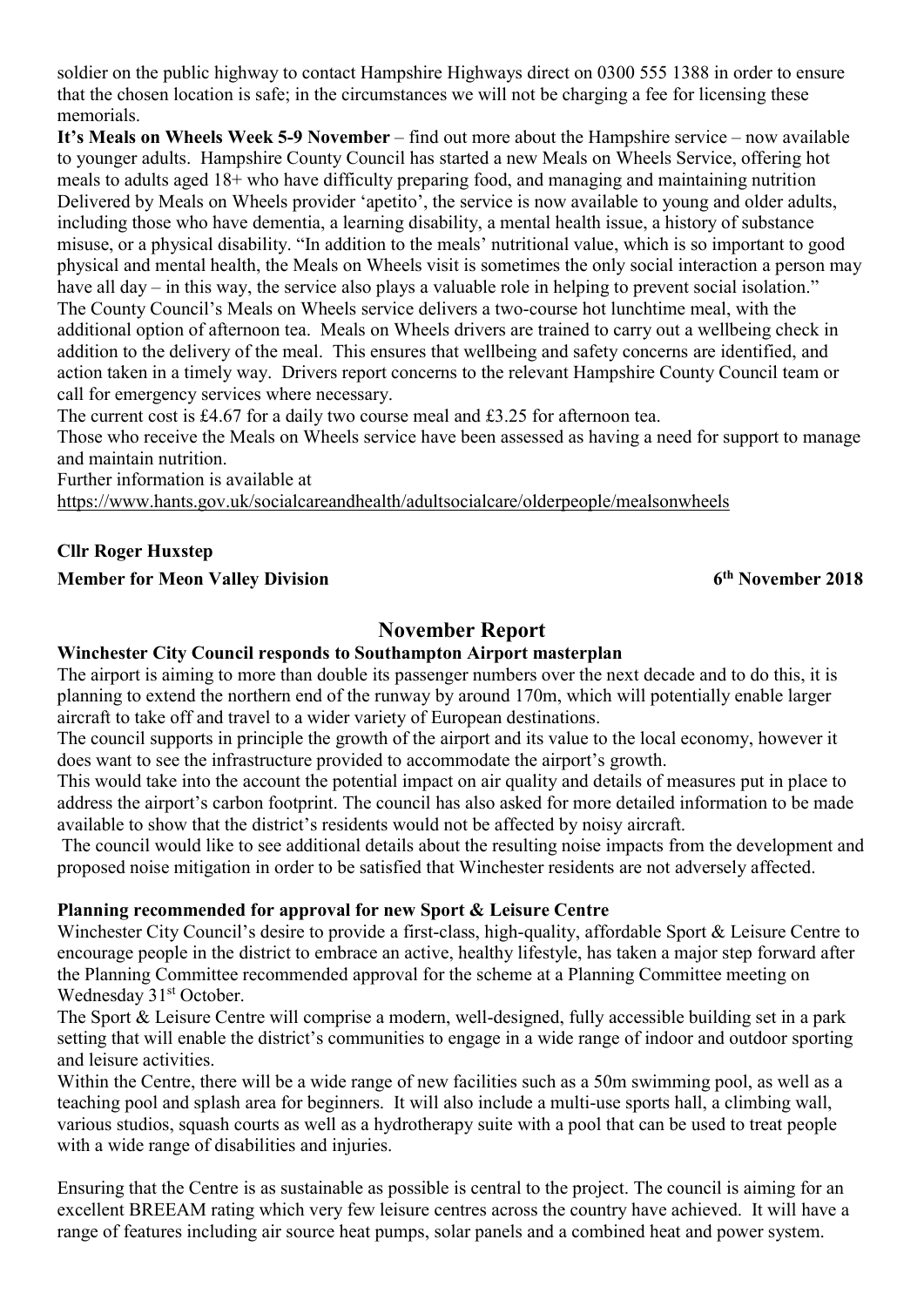soldier on the public highway to contact Hampshire Highways direct on 0300 555 1388 in order to ensure that the chosen location is safe; in the circumstances we will not be charging a fee for licensing these memorials.

**It's Meals on Wheels Week 5-9 November** – find out more about the Hampshire service – now available to younger adults. Hampshire County Council has started a new Meals on Wheels Service, offering hot meals to adults aged 18+ who have difficulty preparing food, and managing and maintaining nutrition Delivered by Meals on Wheels provider 'apetito', the service is now available to young and older adults, including those who have dementia, a learning disability, a mental health issue, a history of substance misuse, or a physical disability. "In addition to the meals' nutritional value, which is so important to good physical and mental health, the Meals on Wheels visit is sometimes the only social interaction a person may have all day – in this way, the service also plays a valuable role in helping to prevent social isolation."

The County Council's Meals on Wheels service delivers a two-course hot lunchtime meal, with the additional option of afternoon tea. Meals on Wheels drivers are trained to carry out a wellbeing check in addition to the delivery of the meal. This ensures that wellbeing and safety concerns are identified, and action taken in a timely way. Drivers report concerns to the relevant Hampshire County Council team or call for emergency services where necessary.

The current cost is £4.67 for a daily two course meal and £3.25 for afternoon tea.

Those who receive the Meals on Wheels service have been assessed as having a need for support to manage and maintain nutrition.

Further information is available at
https://www.hants.gov.uk/socialcareandhealth/adultsocialcare/olderpeople/mealsonwheels

**Cllr Roger Huxstep**

**Member for Meon Valley Division** **6th November 2018**

## November Report

**Winchester City Council responds to Southampton Airport masterplan**

The airport is aiming to more than double its passenger numbers over the next decade and to do this, it is planning to extend the northern end of the runway by around 170m, which will potentially enable larger aircraft to take off and travel to a wider variety of European destinations.

The council supports in principle the growth of the airport and its value to the local economy, however it does want to see the infrastructure provided to accommodate the airport's growth.

This would take into the account the potential impact on air quality and details of measures put in place to address the airport's carbon footprint. The council has also asked for more detailed information to be made available to show that the district's residents would not be affected by noisy aircraft.

The council would like to see additional details about the resulting noise impacts from the development and proposed noise mitigation in order to be satisfied that Winchester residents are not adversely affected.

**Planning recommended for approval for new Sport & Leisure Centre**

Winchester City Council's desire to provide a first-class, high-quality, affordable Sport & Leisure Centre to encourage people in the district to embrace an active, healthy lifestyle, has taken a major step forward after the Planning Committee recommended approval for the scheme at a Planning Committee meeting on Wednesday 31st October.

The Sport & Leisure Centre will comprise a modern, well-designed, fully accessible building set in a park setting that will enable the district's communities to engage in a wide range of indoor and outdoor sporting and leisure activities.

Within the Centre, there will be a wide range of new facilities such as a 50m swimming pool, as well as a teaching pool and splash area for beginners. It will also include a multi-use sports hall, a climbing wall, various studios, squash courts as well as a hydrotherapy suite with a pool that can be used to treat people with a wide range of disabilities and injuries.

Ensuring that the Centre is as sustainable as possible is central to the project. The council is aiming for an excellent BREEAM rating which very few leisure centres across the country have achieved. It will have a range of features including air source heat pumps, solar panels and a combined heat and power system.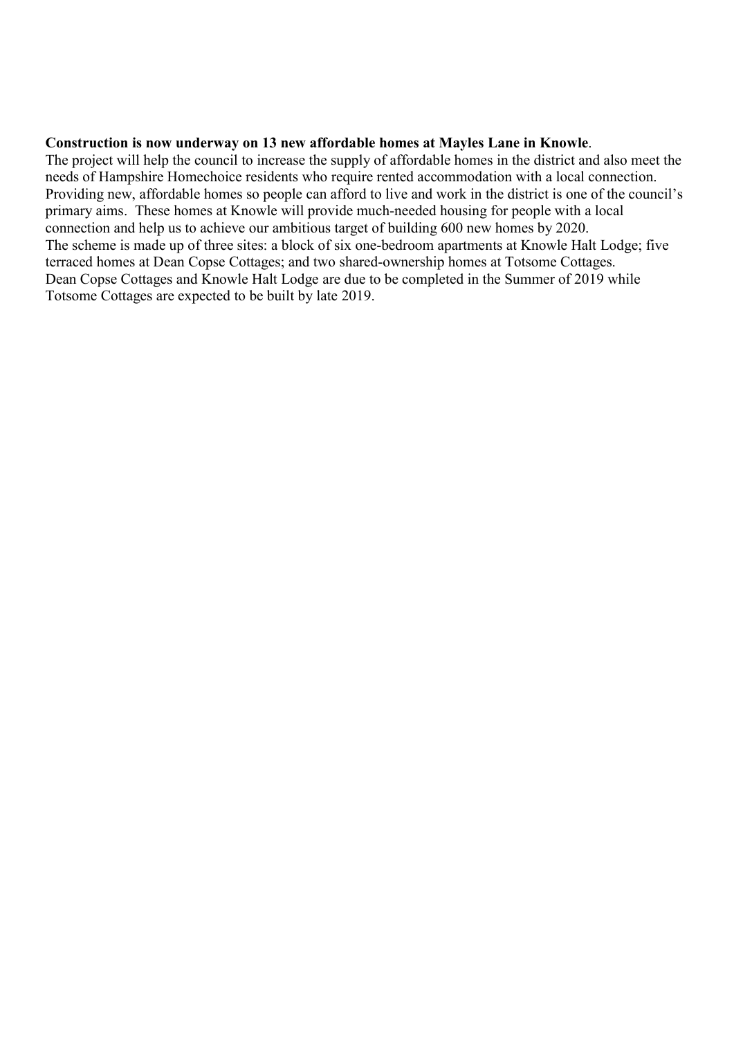**Construction is now underway on 13 new affordable homes at Mayles Lane in Knowle**.

The project will help the council to increase the supply of affordable homes in the district and also meet the needs of Hampshire Homechoice residents who require rented accommodation with a local connection. Providing new, affordable homes so people can afford to live and work in the district is one of the council's primary aims. These homes at Knowle will provide much-needed housing for people with a local connection and help us to achieve our ambitious target of building 600 new homes by 2020.

The scheme is made up of three sites: a block of six one-bedroom apartments at Knowle Halt Lodge; five terraced homes at Dean Copse Cottages; and two shared-ownership homes at Totsome Cottages.

Dean Copse Cottages and Knowle Halt Lodge are due to be completed in the Summer of 2019 while Totsome Cottages are expected to be built by late 2019.